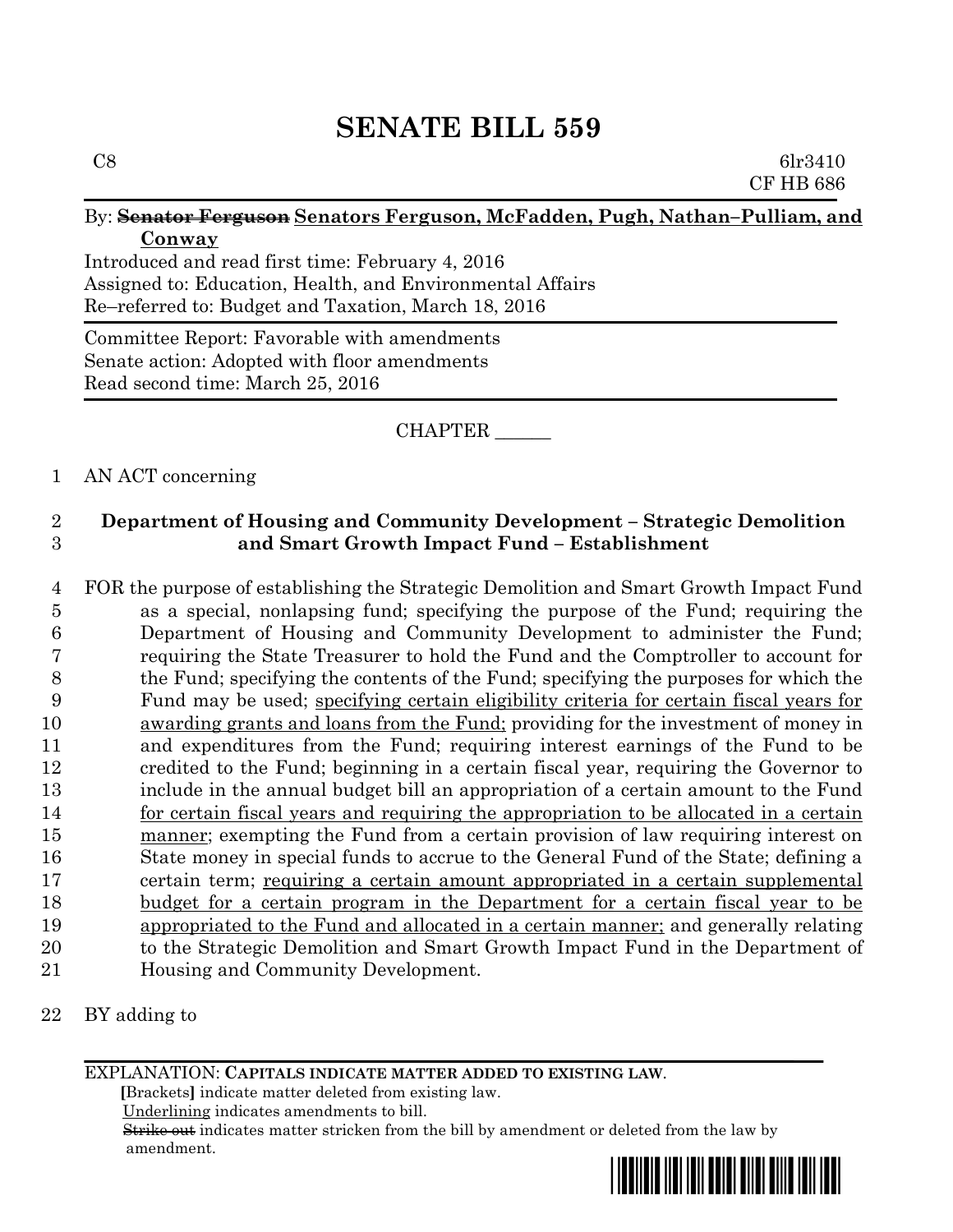# SENATE BILL 559

C8 6lr3410
CF HB 686

By: ~~Senator Ferguson~~ **Senators Ferguson, McFadden, Pugh, Nathan–Pulliam, and Conway**

Introduced and read first time: February 4, 2016
Assigned to: Education, Health, and Environmental Affairs
Re–referred to: Budget and Taxation, March 18, 2016

Committee Report: Favorable with amendments
Senate action: Adopted with floor amendments
Read second time: March 25, 2016

CHAPTER ______

1 AN ACT concerning

2 **Department of Housing and Community Development – Strategic Demolition**
3 **and Smart Growth Impact Fund – Establishment**

4 FOR the purpose of establishing the Strategic Demolition and Smart Growth Impact Fund
5 as a special, nonlapsing fund; specifying the purpose of the Fund; requiring the
6 Department of Housing and Community Development to administer the Fund;
7 requiring the State Treasurer to hold the Fund and the Comptroller to account for
8 the Fund; specifying the contents of the Fund; specifying the purposes for which the
9 Fund may be used; <u>specifying certain eligibility criteria for certain fiscal years for</u>
10 <u>awarding grants and loans from the Fund;</u> providing for the investment of money in
11 and expenditures from the Fund; requiring interest earnings of the Fund to be
12 credited to the Fund; beginning in a certain fiscal year, requiring the Governor to
13 include in the annual budget bill an appropriation of a certain amount to the Fund
14 <u>for certain fiscal years and requiring the appropriation to be allocated in a certain</u>
15 <u>manner</u>; exempting the Fund from a certain provision of law requiring interest on
16 State money in special funds to accrue to the General Fund of the State; defining a
17 certain term; <u>requiring a certain amount appropriated in a certain supplemental</u>
18 <u>budget for a certain program in the Department for a certain fiscal year to be</u>
19 <u>appropriated to the Fund and allocated in a certain manner;</u> and generally relating
20 to the Strategic Demolition and Smart Growth Impact Fund in the Department of
21 Housing and Community Development.

22 BY adding to

EXPLANATION: **CAPITALS INDICATE MATTER ADDED TO EXISTING LAW.**
**[**Brackets**]** indicate matter deleted from existing law.
<u>Underlining</u> indicates amendments to bill.
~~Strike out~~ indicates matter stricken from the bill by amendment or deleted from the law by amendment.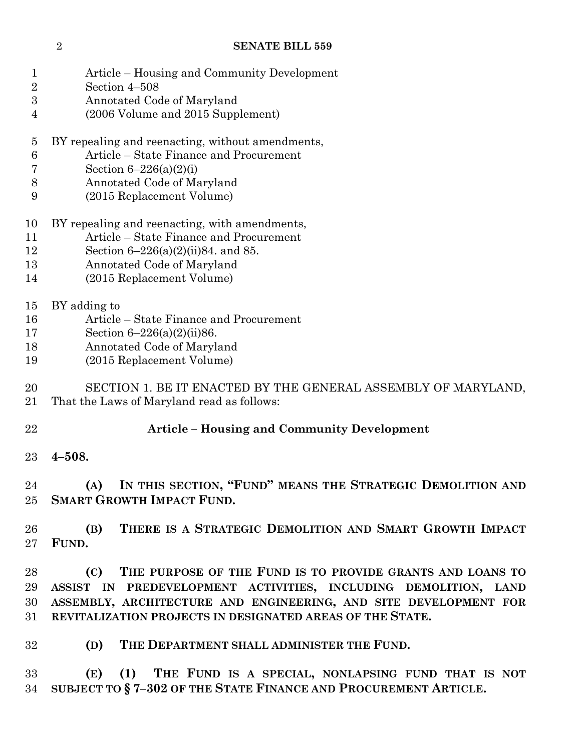Article – Housing and Community Development
Section 4–508
Annotated Code of Maryland
(2006 Volume and 2015 Supplement)

BY repealing and reenacting, without amendments,
Article – State Finance and Procurement
Section 6–226(a)(2)(i)
Annotated Code of Maryland
(2015 Replacement Volume)

BY repealing and reenacting, with amendments,
Article – State Finance and Procurement
Section 6–226(a)(2)(ii)84. and 85.
Annotated Code of Maryland
(2015 Replacement Volume)

BY adding to
Article – State Finance and Procurement
Section 6–226(a)(2)(ii)86.
Annotated Code of Maryland
(2015 Replacement Volume)

SECTION 1. BE IT ENACTED BY THE GENERAL ASSEMBLY OF MARYLAND, That the Laws of Maryland read as follows:

**Article – Housing and Community Development**

**4–508.**

**(A) IN THIS SECTION, "FUND" MEANS THE STRATEGIC DEMOLITION AND SMART GROWTH IMPACT FUND.**

**(B) THERE IS A STRATEGIC DEMOLITION AND SMART GROWTH IMPACT FUND.**

**(C) THE PURPOSE OF THE FUND IS TO PROVIDE GRANTS AND LOANS TO ASSIST IN PREDEVELOPMENT ACTIVITIES, INCLUDING DEMOLITION, LAND ASSEMBLY, ARCHITECTURE AND ENGINEERING, AND SITE DEVELOPMENT FOR REVITALIZATION PROJECTS IN DESIGNATED AREAS OF THE STATE.**

**(D) THE DEPARTMENT SHALL ADMINISTER THE FUND.**

**(E) (1) THE FUND IS A SPECIAL, NONLAPSING FUND THAT IS NOT SUBJECT TO § 7–302 OF THE STATE FINANCE AND PROCUREMENT ARTICLE.**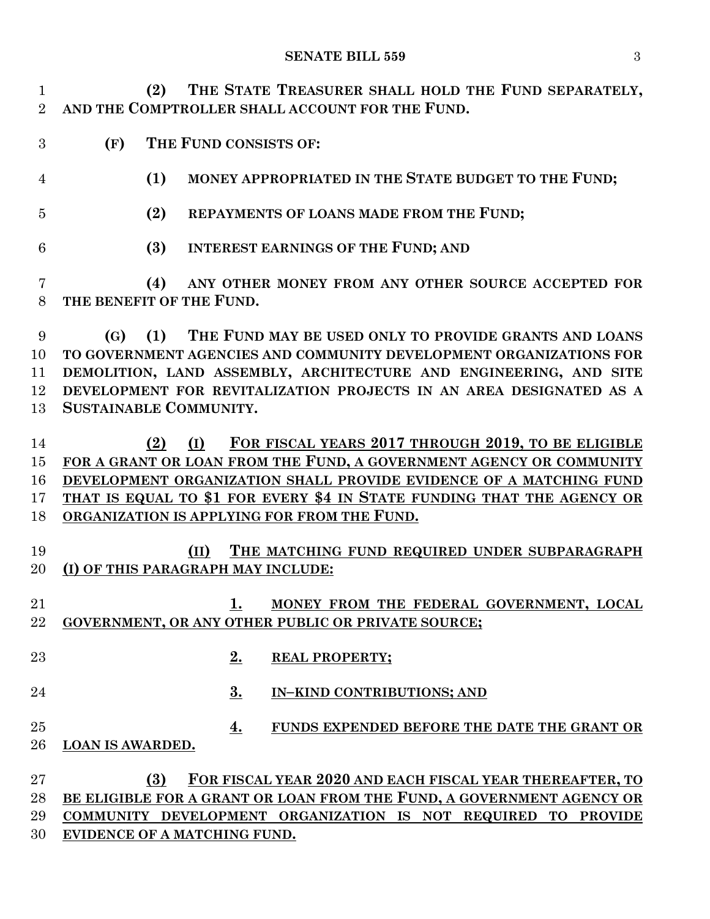**(2) THE STATE TREASURER SHALL HOLD THE FUND SEPARATELY, AND THE COMPTROLLER SHALL ACCOUNT FOR THE FUND.**

**(F) THE FUND CONSISTS OF:**

**(1) MONEY APPROPRIATED IN THE STATE BUDGET TO THE FUND;**

**(2) REPAYMENTS OF LOANS MADE FROM THE FUND;**

**(3) INTEREST EARNINGS OF THE FUND; AND**

**(4) ANY OTHER MONEY FROM ANY OTHER SOURCE ACCEPTED FOR THE BENEFIT OF THE FUND.**

**(G) (1) THE FUND MAY BE USED ONLY TO PROVIDE GRANTS AND LOANS TO GOVERNMENT AGENCIES AND COMMUNITY DEVELOPMENT ORGANIZATIONS FOR DEMOLITION, LAND ASSEMBLY, ARCHITECTURE AND ENGINEERING, AND SITE DEVELOPMENT FOR REVITALIZATION PROJECTS IN AN AREA DESIGNATED AS A SUSTAINABLE COMMUNITY.**

<u>**(2) (I) FOR FISCAL YEARS 2017 THROUGH 2019, TO BE ELIGIBLE FOR A GRANT OR LOAN FROM THE FUND, A GOVERNMENT AGENCY OR COMMUNITY DEVELOPMENT ORGANIZATION SHALL PROVIDE EVIDENCE OF A MATCHING FUND THAT IS EQUAL TO $1 FOR EVERY $4 IN STATE FUNDING THAT THE AGENCY OR ORGANIZATION IS APPLYING FOR FROM THE FUND.**</u>

<u>**(II) THE MATCHING FUND REQUIRED UNDER SUBPARAGRAPH (I) OF THIS PARAGRAPH MAY INCLUDE:**</u>

<u>**1. MONEY FROM THE FEDERAL GOVERNMENT, LOCAL GOVERNMENT, OR ANY OTHER PUBLIC OR PRIVATE SOURCE;**</u>

<u>**2. REAL PROPERTY;**</u>

<u>**3. IN–KIND CONTRIBUTIONS; AND**</u>

<u>**4. FUNDS EXPENDED BEFORE THE DATE THE GRANT OR LOAN IS AWARDED.**</u>

<u>**(3) FOR FISCAL YEAR 2020 AND EACH FISCAL YEAR THEREAFTER, TO BE ELIGIBLE FOR A GRANT OR LOAN FROM THE FUND, A GOVERNMENT AGENCY OR COMMUNITY DEVELOPMENT ORGANIZATION IS NOT REQUIRED TO PROVIDE EVIDENCE OF A MATCHING FUND.**</u>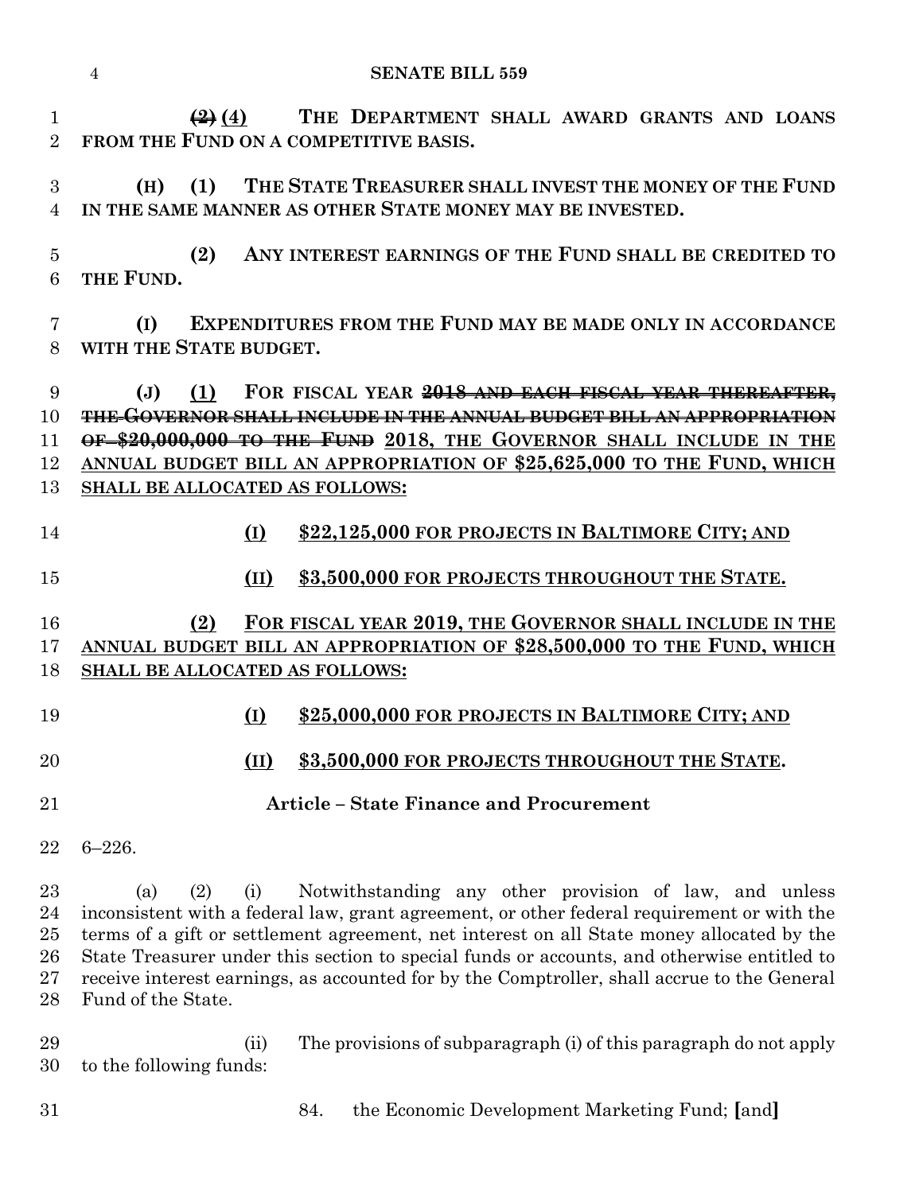~~(2)~~ (4) THE DEPARTMENT SHALL AWARD GRANTS AND LOANS FROM THE FUND ON A COMPETITIVE BASIS.

(H) (1) THE STATE TREASURER SHALL INVEST THE MONEY OF THE FUND IN THE SAME MANNER AS OTHER STATE MONEY MAY BE INVESTED.

(2) ANY INTEREST EARNINGS OF THE FUND SHALL BE CREDITED TO THE FUND.

(I) EXPENDITURES FROM THE FUND MAY BE MADE ONLY IN ACCORDANCE WITH THE STATE BUDGET.

(J) (1) FOR FISCAL YEAR ~~2018 AND EACH FISCAL YEAR THEREAFTER, THE GOVERNOR SHALL INCLUDE IN THE ANNUAL BUDGET BILL AN APPROPRIATION OF $20,000,000 TO THE FUND~~ 2018, THE GOVERNOR SHALL INCLUDE IN THE ANNUAL BUDGET BILL AN APPROPRIATION OF $25,625,000 TO THE FUND, WHICH SHALL BE ALLOCATED AS FOLLOWS:

(I) $22,125,000 FOR PROJECTS IN BALTIMORE CITY; AND

(II) $3,500,000 FOR PROJECTS THROUGHOUT THE STATE.

(2) FOR FISCAL YEAR 2019, THE GOVERNOR SHALL INCLUDE IN THE ANNUAL BUDGET BILL AN APPROPRIATION OF $28,500,000 TO THE FUND, WHICH SHALL BE ALLOCATED AS FOLLOWS:

(I) $25,000,000 FOR PROJECTS IN BALTIMORE CITY; AND

(II) $3,500,000 FOR PROJECTS THROUGHOUT THE STATE.

**Article – State Finance and Procurement**

6–226.

(a) (2) (i) Notwithstanding any other provision of law, and unless inconsistent with a federal law, grant agreement, or other federal requirement or with the terms of a gift or settlement agreement, net interest on all State money allocated by the State Treasurer under this section to special funds or accounts, and otherwise entitled to receive interest earnings, as accounted for by the Comptroller, shall accrue to the General Fund of the State.

(ii) The provisions of subparagraph (i) of this paragraph do not apply to the following funds:

84. the Economic Development Marketing Fund; [and]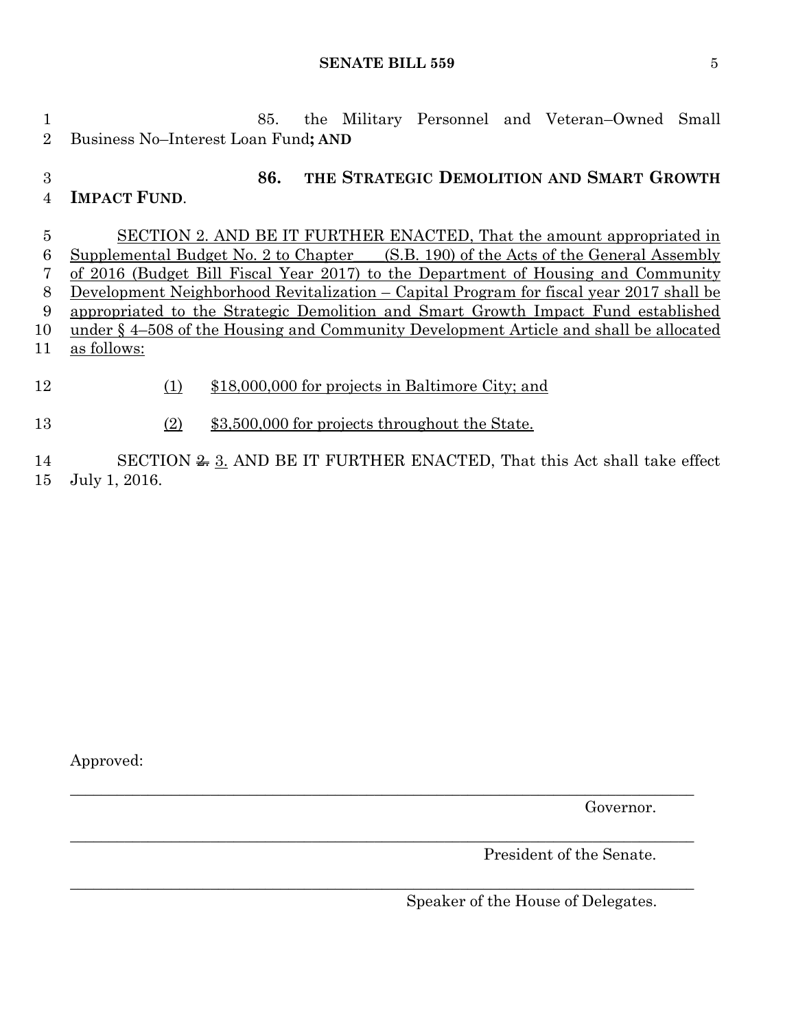85. the Military Personnel and Veteran–Owned Small Business No–Interest Loan Fund**; AND**

**86. THE STRATEGIC DEMOLITION AND SMART GROWTH IMPACT FUND**.

SECTION 2. AND BE IT FURTHER ENACTED, That the amount appropriated in Supplemental Budget No. 2 to Chapter \_\_\_ (S.B. 190) of the Acts of the General Assembly of 2016 (Budget Bill Fiscal Year 2017) to the Department of Housing and Community Development Neighborhood Revitalization – Capital Program for fiscal year 2017 shall be appropriated to the Strategic Demolition and Smart Growth Impact Fund established under § 4–508 of the Housing and Community Development Article and shall be allocated as follows:

(1) $18,000,000 for projects in Baltimore City; and

(2) $3,500,000 for projects throughout the State.

SECTION ~~2.~~ 3. AND BE IT FURTHER ENACTED, That this Act shall take effect July 1, 2016.

Approved:

\_\_\_\_\_\_\_\_\_\_\_\_\_\_\_\_\_\_\_\_\_\_\_\_\_\_\_\_\_\_\_\_\_\_\_\_\_\_\_\_\_\_\_\_\_\_\_\_\_\_\_\_\_\_\_\_\_\_\_\_\_\_\_\_\_\_\_\_\_\_\_\_\_\_

Governor.

\_\_\_\_\_\_\_\_\_\_\_\_\_\_\_\_\_\_\_\_\_\_\_\_\_\_\_\_\_\_\_\_\_\_\_\_\_\_\_\_\_\_\_\_\_\_\_\_\_\_\_\_\_\_\_\_\_\_\_\_\_\_\_\_\_\_\_\_\_\_\_\_\_\_

President of the Senate.

\_\_\_\_\_\_\_\_\_\_\_\_\_\_\_\_\_\_\_\_\_\_\_\_\_\_\_\_\_\_\_\_\_\_\_\_\_\_\_\_\_\_\_\_\_\_\_\_\_\_\_\_\_\_\_\_\_\_\_\_\_\_\_\_\_\_\_\_\_\_\_\_\_\_

Speaker of the House of Delegates.